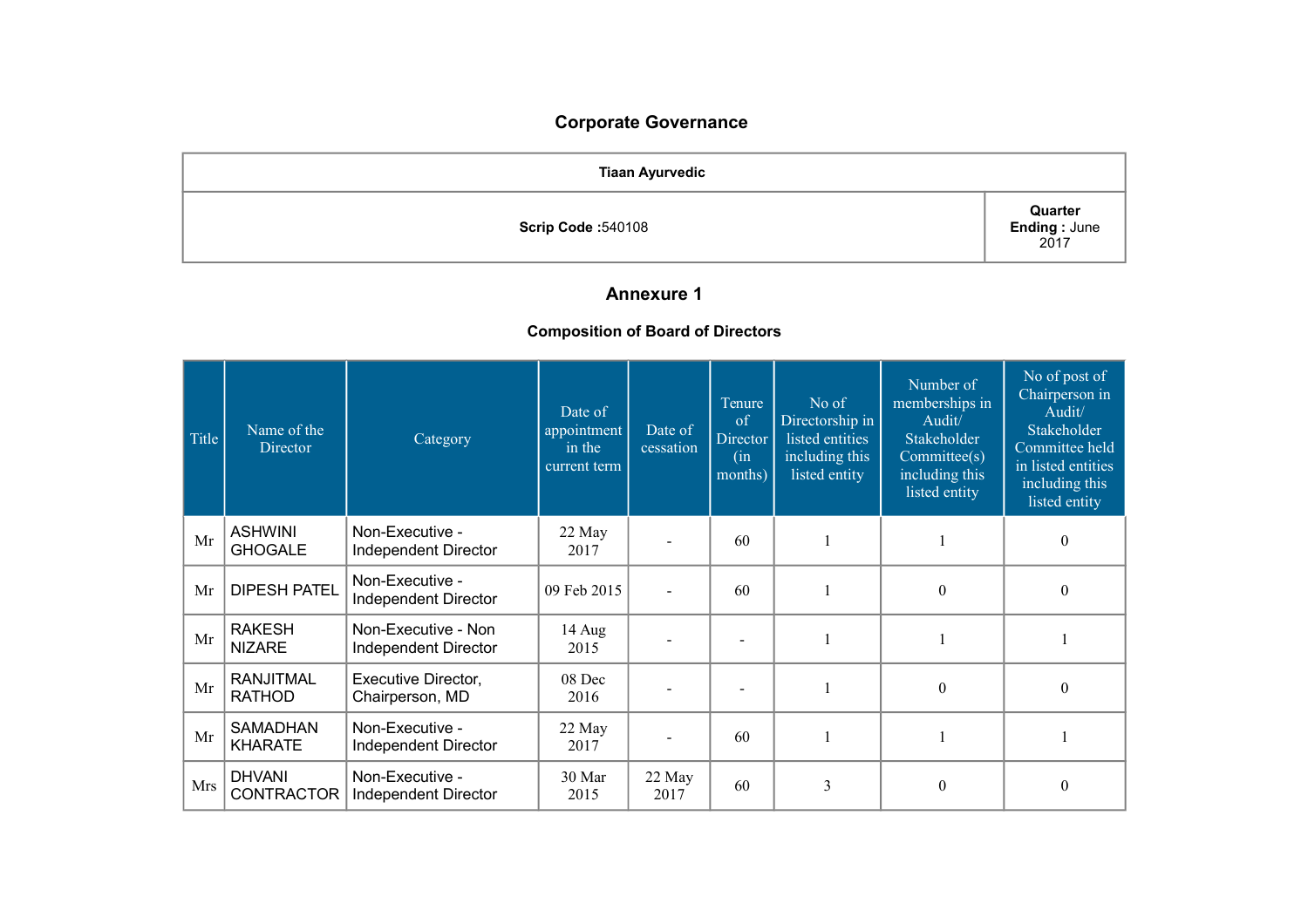# Corporate Governance

| Tiaan Ayurvedic | |
|---|---|
| **Scrip Code :**540108 | **Quarter Ending :** June 2017 |

## Annexure 1

### Composition of Board of Directors

| Title | Name of the Director | Category | Date of appointment in the current term | Date of cessation | Tenure of Director (in months) | No of Directorship in listed entities including this listed entity | Number of memberships in Audit/ Stakeholder Committee(s) including this listed entity | No of post of Chairperson in Audit/ Stakeholder Committee held in listed entities including this listed entity |
|---|---|---|---|---|---|---|---|---|
| Mr | ASHWINI GHOGALE | Non-Executive - Independent Director | 22 May 2017 | - | 60 | 1 | 1 | 0 |
| Mr | DIPESH PATEL | Non-Executive - Independent Director | 09 Feb 2015 | - | 60 | 1 | 0 | 0 |
| Mr | RAKESH NIZARE | Non-Executive - Non Independent Director | 14 Aug 2015 | - | - | 1 | 1 | 1 |
| Mr | RANJITMAL RATHOD | Executive Director, Chairperson, MD | 08 Dec 2016 | - | - | 1 | 0 | 0 |
| Mr | SAMADHAN KHARATE | Non-Executive - Independent Director | 22 May 2017 | - | 60 | 1 | 1 | 1 |
| Mrs | DHVANI CONTRACTOR | Non-Executive - Independent Director | 30 Mar 2015 | 22 May 2017 | 60 | 3 | 0 | 0 |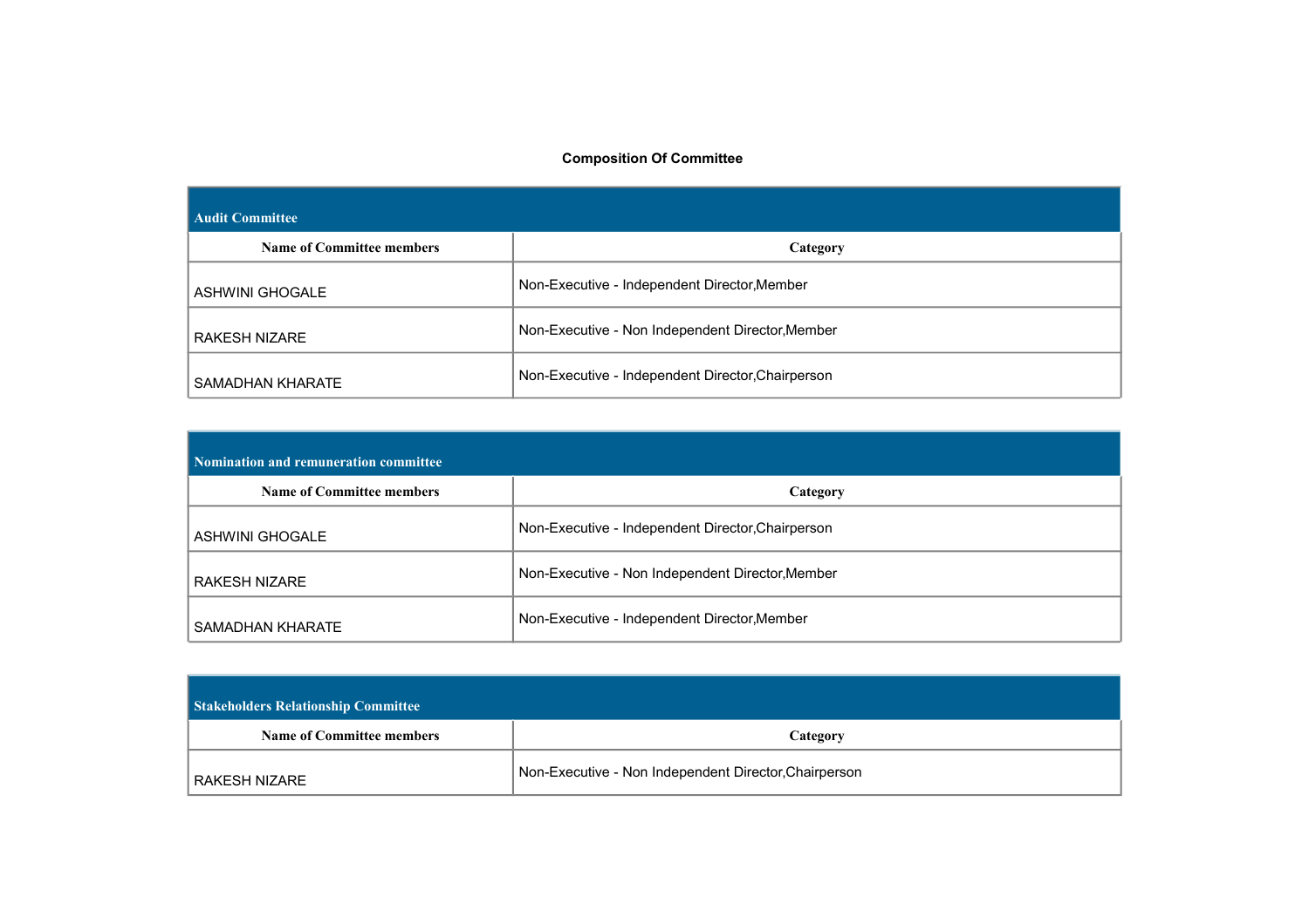## Composition Of Committee

### Audit Committee

| Name of Committee members | Category |
|---|---|
| ASHWINI GHOGALE | Non-Executive - Independent Director,Member |
| RAKESH NIZARE | Non-Executive - Non Independent Director,Member |
| SAMADHAN KHARATE | Non-Executive - Independent Director,Chairperson |

### Nomination and remuneration committee

| Name of Committee members | Category |
|---|---|
| ASHWINI GHOGALE | Non-Executive - Independent Director,Chairperson |
| RAKESH NIZARE | Non-Executive - Non Independent Director,Member |
| SAMADHAN KHARATE | Non-Executive - Independent Director,Member |

### Stakeholders Relationship Committee

| Name of Committee members | Category |
|---|---|
| RAKESH NIZARE | Non-Executive - Non Independent Director,Chairperson |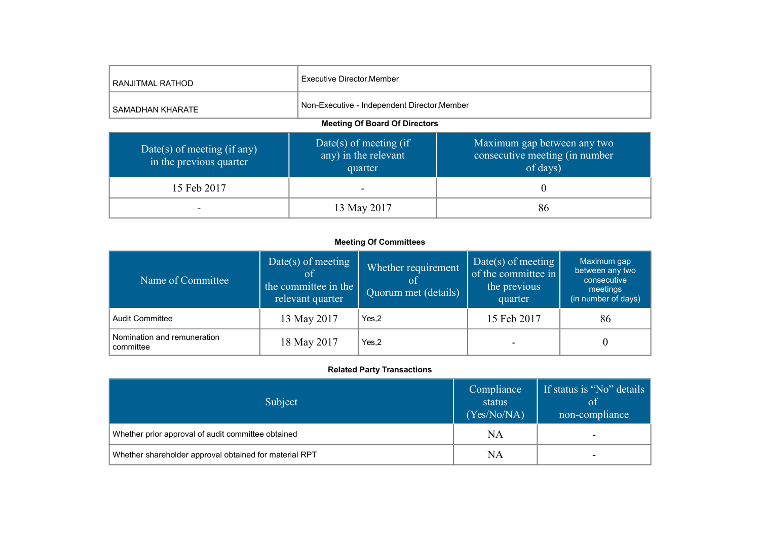| RANJITMAL RATHOD | Executive Director,Member |
|---|---|
| SAMADHAN KHARATE | Non-Executive - Independent Director,Member |

**Meeting Of Board Of Directors**

| Date(s) of meeting (if any) in the previous quarter | Date(s) of meeting (if any) in the relevant quarter | Maximum gap between any two consecutive meeting (in number of days) |
|---|---|---|
| 15 Feb 2017 | - | 0 |
| - | 13 May 2017 | 86 |

**Meeting Of Committees**

| Name of Committee | Date(s) of meeting of the committee in the relevant quarter | Whether requirement of Quorum met (details) | Date(s) of meeting of the committee in the previous quarter | Maximum gap between any two consecutive meetings (in number of days) |
|---|---|---|---|---|
| Audit Committee | 13 May 2017 | Yes,2 | 15 Feb 2017 | 86 |
| Nomination and remuneration committee | 18 May 2017 | Yes,2 | - | 0 |

**Related Party Transactions**

| Subject | Compliance status (Yes/No/NA) | If status is "No" details of non-compliance |
|---|---|---|
| Whether prior approval of audit committee obtained | NA | - |
| Whether shareholder approval obtained for material RPT | NA | - |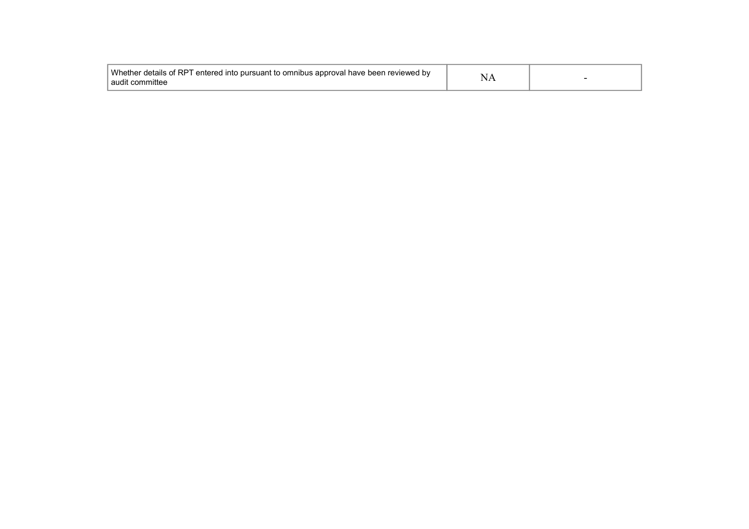| | | |
|---|---|---|
| Whether details of RPT entered into pursuant to omnibus approval have been reviewed by audit committee | NA | - |